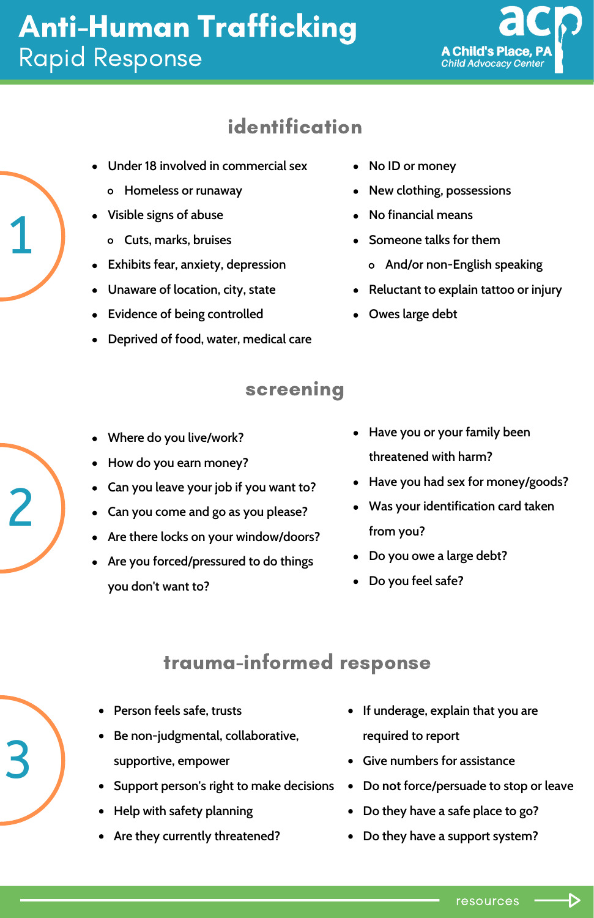# Anti-Human Trafficking
## Rapid Response

**acp**
**A Child's Place, PA**
*Child Advocacy Center*

## 1 identification

- Under 18 involved in commercial sex
  - Homeless or runaway
- Visible signs of abuse
  - Cuts, marks, bruises
- Exhibits fear, anxiety, depression
- Unaware of location, city, state
- Evidence of being controlled
- Deprived of food, water, medical care
- No ID or money
- New clothing, possessions
- No financial means
- Someone talks for them
  - And/or non-English speaking
- Reluctant to explain tattoo or injury
- Owes large debt

## 2 screening

- Where do you live/work?
- How do you earn money?
- Can you leave your job if you want to?
- Can you come and go as you please?
- Are there locks on your window/doors?
- Are you forced/pressured to do things you don't want to?
- Have you or your family been threatened with harm?
- Have you had sex for money/goods?
- Was your identification card taken from you?
- Do you owe a large debt?
- Do you feel safe?

## 3 trauma-informed response

- Person feels safe, trusts
- Be non-judgmental, collaborative, supportive, empower
- Support person's right to make decisions
- Help with safety planning
- Are they currently threatened?
- If underage, explain that you are required to report
- Give numbers for assistance
- Do not force/persuade to stop or leave
- Do they have a safe place to go?
- Do they have a support system?

resources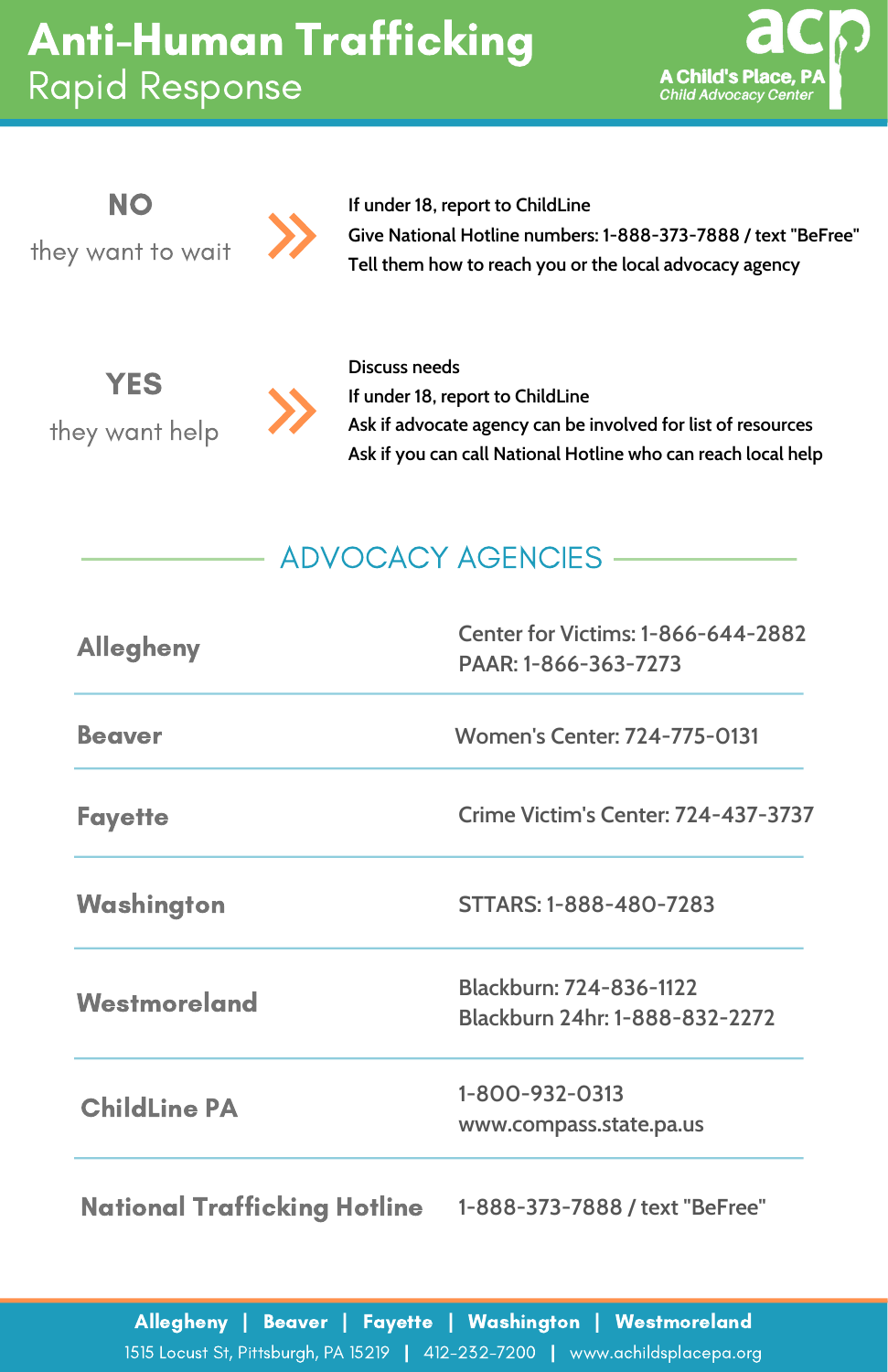# Anti-Human Trafficking

## Rapid Response

**acp** A Child's Place, PA *Child Advocacy Center*

**NO** they want to wait »

- If under 18, report to ChildLine
- Give National Hotline numbers: 1-888-373-7888 / text "BeFree"
- Tell them how to reach you or the local advocacy agency

**YES** they want help »

- Discuss needs
- If under 18, report to ChildLine
- Ask if advocate agency can be involved for list of resources
- Ask if you can call National Hotline who can reach local help

## ADVOCACY AGENCIES

| | |
|---|---|
| **Allegheny** | Center for Victims: 1-866-644-2882<br>PAAR: 1-866-363-7273 |
| **Beaver** | Women's Center: 724-775-0131 |
| **Fayette** | Crime Victim's Center: 724-437-3737 |
| **Washington** | STTARS: 1-888-480-7283 |
| **Westmoreland** | Blackburn: 724-836-1122<br>Blackburn 24hr: 1-888-832-2272 |
| **ChildLine PA** | 1-800-932-0313<br>www.compass.state.pa.us |
| **National Trafficking Hotline** | 1-888-373-7888 / text "BeFree" |

**Allegheny | Beaver | Fayette | Washington | Westmoreland**

1515 Locust St, Pittsburgh, PA 15219 | 412-232-7200 | www.achildsplacepa.org